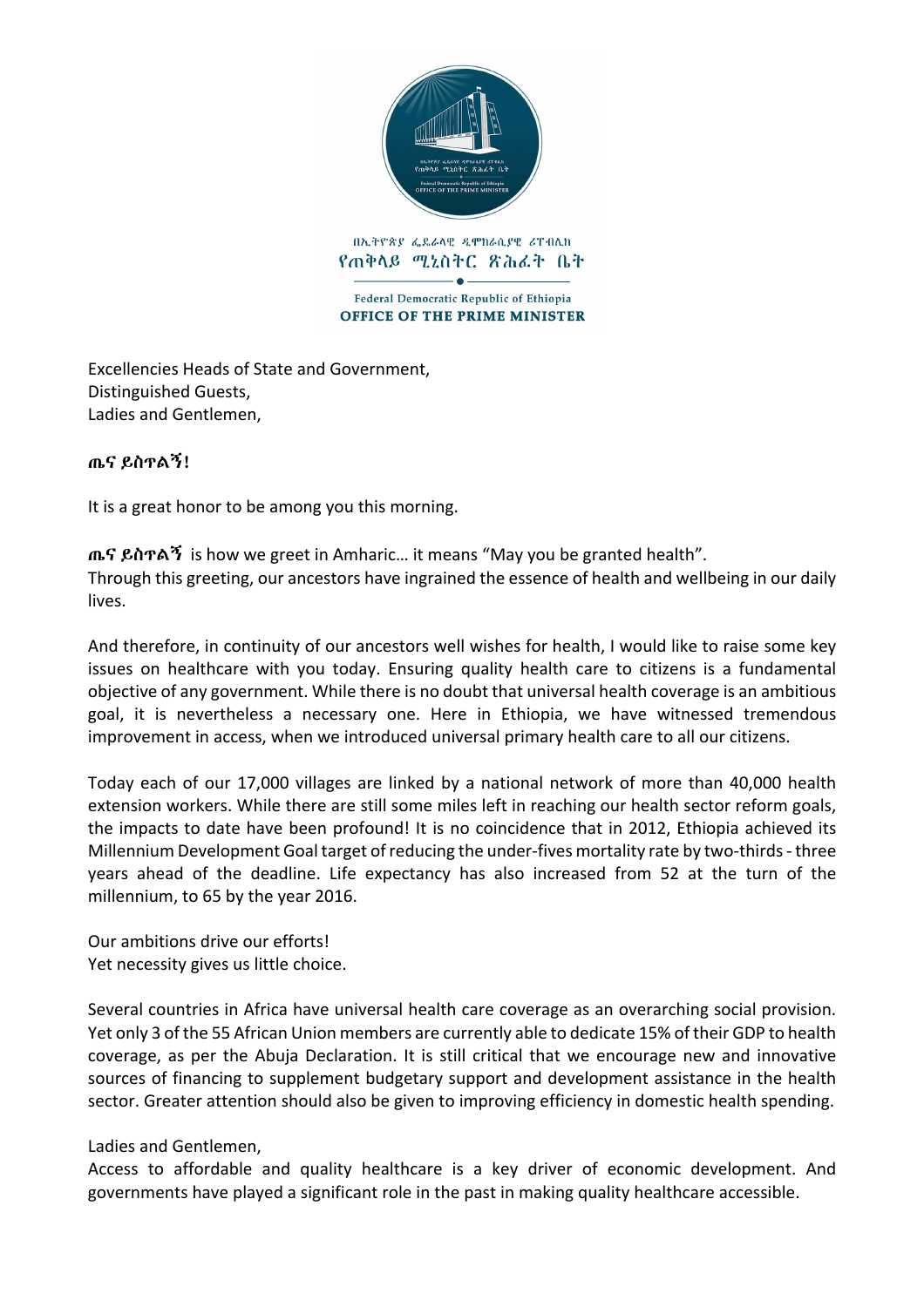በኢትዮጵያ ፌዴራላዊ ዲሞክራሲያዊ ሪፐብሊክ
የጠቅላይ ሚኒስትር ጽሕፈት ቤት

Federal Democratic Republic of Ethiopia
**OFFICE OF THE PRIME MINISTER**

Excellencies Heads of State and Government,
Distinguished Guests,
Ladies and Gentlemen,

**ጤና ይስጥልኝ!**

It is a great honor to be among you this morning.

**ጤና ይስጥልኝ** is how we greet in Amharic… it means "May you be granted health".
Through this greeting, our ancestors have ingrained the essence of health and wellbeing in our daily lives.

And therefore, in continuity of our ancestors well wishes for health, I would like to raise some key issues on healthcare with you today. Ensuring quality health care to citizens is a fundamental objective of any government. While there is no doubt that universal health coverage is an ambitious goal, it is nevertheless a necessary one. Here in Ethiopia, we have witnessed tremendous improvement in access, when we introduced universal primary health care to all our citizens.

Today each of our 17,000 villages are linked by a national network of more than 40,000 health extension workers. While there are still some miles left in reaching our health sector reform goals, the impacts to date have been profound! It is no coincidence that in 2012, Ethiopia achieved its Millennium Development Goal target of reducing the under-fives mortality rate by two-thirds - three years ahead of the deadline. Life expectancy has also increased from 52 at the turn of the millennium, to 65 by the year 2016.

Our ambitions drive our efforts!
Yet necessity gives us little choice.

Several countries in Africa have universal health care coverage as an overarching social provision. Yet only 3 of the 55 African Union members are currently able to dedicate 15% of their GDP to health coverage, as per the Abuja Declaration. It is still critical that we encourage new and innovative sources of financing to supplement budgetary support and development assistance in the health sector. Greater attention should also be given to improving efficiency in domestic health spending.

Ladies and Gentlemen,
Access to affordable and quality healthcare is a key driver of economic development. And governments have played a significant role in the past in making quality healthcare accessible.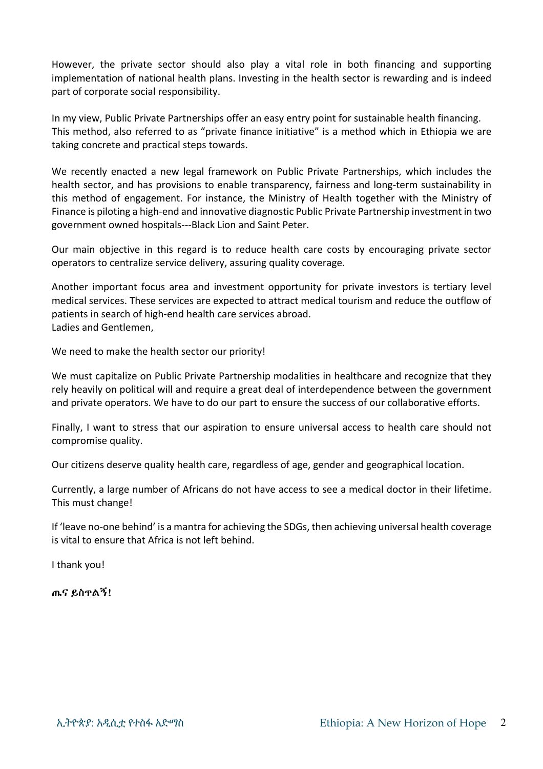However, the private sector should also play a vital role in both financing and supporting implementation of national health plans. Investing in the health sector is rewarding and is indeed part of corporate social responsibility.

In my view, Public Private Partnerships offer an easy entry point for sustainable health financing. This method, also referred to as "private finance initiative" is a method which in Ethiopia we are taking concrete and practical steps towards.

We recently enacted a new legal framework on Public Private Partnerships, which includes the health sector, and has provisions to enable transparency, fairness and long-term sustainability in this method of engagement. For instance, the Ministry of Health together with the Ministry of Finance is piloting a high-end and innovative diagnostic Public Private Partnership investment in two government owned hospitals---Black Lion and Saint Peter.

Our main objective in this regard is to reduce health care costs by encouraging private sector operators to centralize service delivery, assuring quality coverage.

Another important focus area and investment opportunity for private investors is tertiary level medical services. These services are expected to attract medical tourism and reduce the outflow of patients in search of high-end health care services abroad.
Ladies and Gentlemen,

We need to make the health sector our priority!

We must capitalize on Public Private Partnership modalities in healthcare and recognize that they rely heavily on political will and require a great deal of interdependence between the government and private operators. We have to do our part to ensure the success of our collaborative efforts.

Finally, I want to stress that our aspiration to ensure universal access to health care should not compromise quality.

Our citizens deserve quality health care, regardless of age, gender and geographical location.

Currently, a large number of Africans do not have access to see a medical doctor in their lifetime. This must change!

If 'leave no-one behind' is a mantra for achieving the SDGs, then achieving universal health coverage is vital to ensure that Africa is not left behind.

I thank you!

**ጤና ይስጥልኝ!**